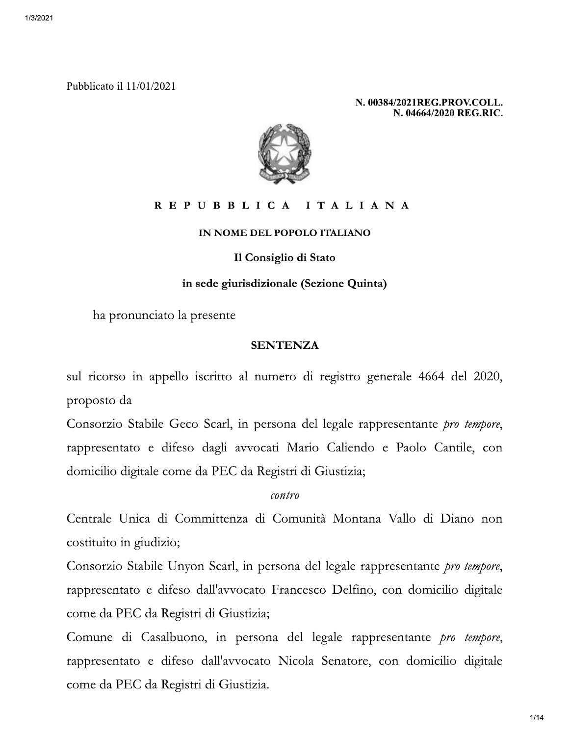Pubblicato il 11/01/2021

**N. 00384/2021REG.PROV.COLL.**
**N. 04664/2020 REG.RIC.**

**R E P U B B L I C A   I T A L I A N A**

**IN NOME DEL POPOLO ITALIANO**

**Il Consiglio di Stato**

**in sede giurisdizionale (Sezione Quinta)**

ha pronunciato la presente

**SENTENZA**

sul ricorso in appello iscritto al numero di registro generale 4664 del 2020, proposto da

Consorzio Stabile Geco Scarl, in persona del legale rappresentante *pro tempore*, rappresentato e difeso dagli avvocati Mario Caliendo e Paolo Cantile, con domicilio digitale come da PEC da Registri di Giustizia;

*contro*

Centrale Unica di Committenza di Comunità Montana Vallo di Diano non costituito in giudizio;

Consorzio Stabile Unyon Scarl, in persona del legale rappresentante *pro tempore*, rappresentato e difeso dall'avvocato Francesco Delfino, con domicilio digitale come da PEC da Registri di Giustizia;

Comune di Casalbuono, in persona del legale rappresentante *pro tempore*, rappresentato e difeso dall'avvocato Nicola Senatore, con domicilio digitale come da PEC da Registri di Giustizia.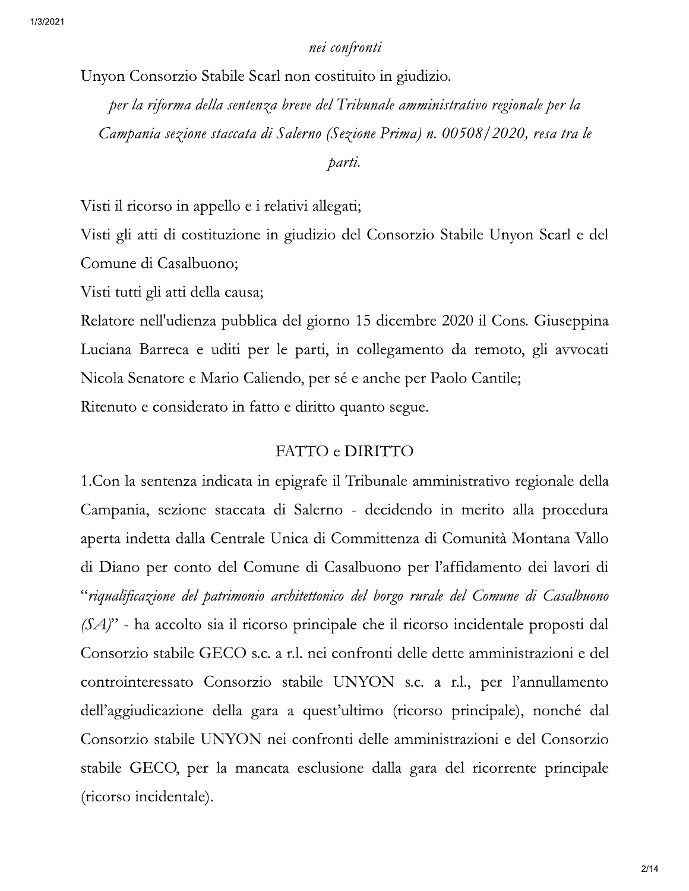*nei confronti*

Unyon Consorzio Stabile Scarl non costituito in giudizio.

*per la riforma della sentenza breve del Tribunale amministrativo regionale per la Campania sezione staccata di Salerno (Sezione Prima) n. 00508/2020, resa tra le parti.*

Visti il ricorso in appello e i relativi allegati;

Visti gli atti di costituzione in giudizio del Consorzio Stabile Unyon Scarl e del Comune di Casalbuono;

Visti tutti gli atti della causa;

Relatore nell'udienza pubblica del giorno 15 dicembre 2020 il Cons. Giuseppina Luciana Barreca e uditi per le parti, in collegamento da remoto, gli avvocati Nicola Senatore e Mario Caliendo, per sé e anche per Paolo Cantile;

Ritenuto e considerato in fatto e diritto quanto segue.

## FATTO e DIRITTO

1.Con la sentenza indicata in epigrafe il Tribunale amministrativo regionale della Campania, sezione staccata di Salerno - decidendo in merito alla procedura aperta indetta dalla Centrale Unica di Committenza di Comunità Montana Vallo di Diano per conto del Comune di Casalbuono per l'affidamento dei lavori di "*riqualificazione del patrimonio architettonico del borgo rurale del Comune di Casalbuono (SA)*" - ha accolto sia il ricorso principale che il ricorso incidentale proposti dal Consorzio stabile GECO s.c. a r.l. nei confronti delle dette amministrazioni e del controinteressato Consorzio stabile UNYON s.c. a r.l., per l'annullamento dell'aggiudicazione della gara a quest'ultimo (ricorso principale), nonché dal Consorzio stabile UNYON nei confronti delle amministrazioni e del Consorzio stabile GECO, per la mancata esclusione dalla gara del ricorrente principale (ricorso incidentale).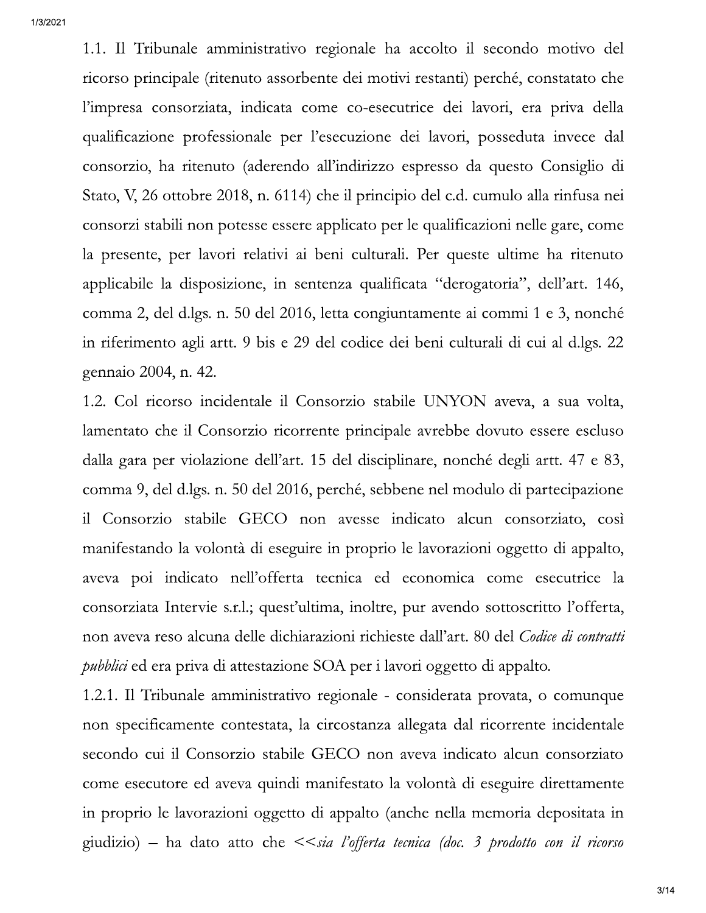1.1. Il Tribunale amministrativo regionale ha accolto il secondo motivo del ricorso principale (ritenuto assorbente dei motivi restanti) perché, constatato che l'impresa consorziata, indicata come co-esecutrice dei lavori, era priva della qualificazione professionale per l'esecuzione dei lavori, posseduta invece dal consorzio, ha ritenuto (aderendo all'indirizzo espresso da questo Consiglio di Stato, V, 26 ottobre 2018, n. 6114) che il principio del c.d. cumulo alla rinfusa nei consorzi stabili non potesse essere applicato per le qualificazioni nelle gare, come la presente, per lavori relativi ai beni culturali. Per queste ultime ha ritenuto applicabile la disposizione, in sentenza qualificata "derogatoria", dell'art. 146, comma 2, del d.lgs. n. 50 del 2016, letta congiuntamente ai commi 1 e 3, nonché in riferimento agli artt. 9 bis e 29 del codice dei beni culturali di cui al d.lgs. 22 gennaio 2004, n. 42.

1.2. Col ricorso incidentale il Consorzio stabile UNYON aveva, a sua volta, lamentato che il Consorzio ricorrente principale avrebbe dovuto essere escluso dalla gara per violazione dell'art. 15 del disciplinare, nonché degli artt. 47 e 83, comma 9, del d.lgs. n. 50 del 2016, perché, sebbene nel modulo di partecipazione il Consorzio stabile GECO non avesse indicato alcun consorziato, così manifestando la volontà di eseguire in proprio le lavorazioni oggetto di appalto, aveva poi indicato nell'offerta tecnica ed economica come esecutrice la consorziata Intervie s.r.l.; quest'ultima, inoltre, pur avendo sottoscritto l'offerta, non aveva reso alcuna delle dichiarazioni richieste dall'art. 80 del *Codice di contratti pubblici* ed era priva di attestazione SOA per i lavori oggetto di appalto.

1.2.1. Il Tribunale amministrativo regionale - considerata provata, o comunque non specificamente contestata, la circostanza allegata dal ricorrente incidentale secondo cui il Consorzio stabile GECO non aveva indicato alcun consorziato come esecutore ed aveva quindi manifestato la volontà di eseguire direttamente in proprio le lavorazioni oggetto di appalto (anche nella memoria depositata in giudizio) – ha dato atto che <<*sia l'offerta tecnica (doc. 3 prodotto con il ricorso*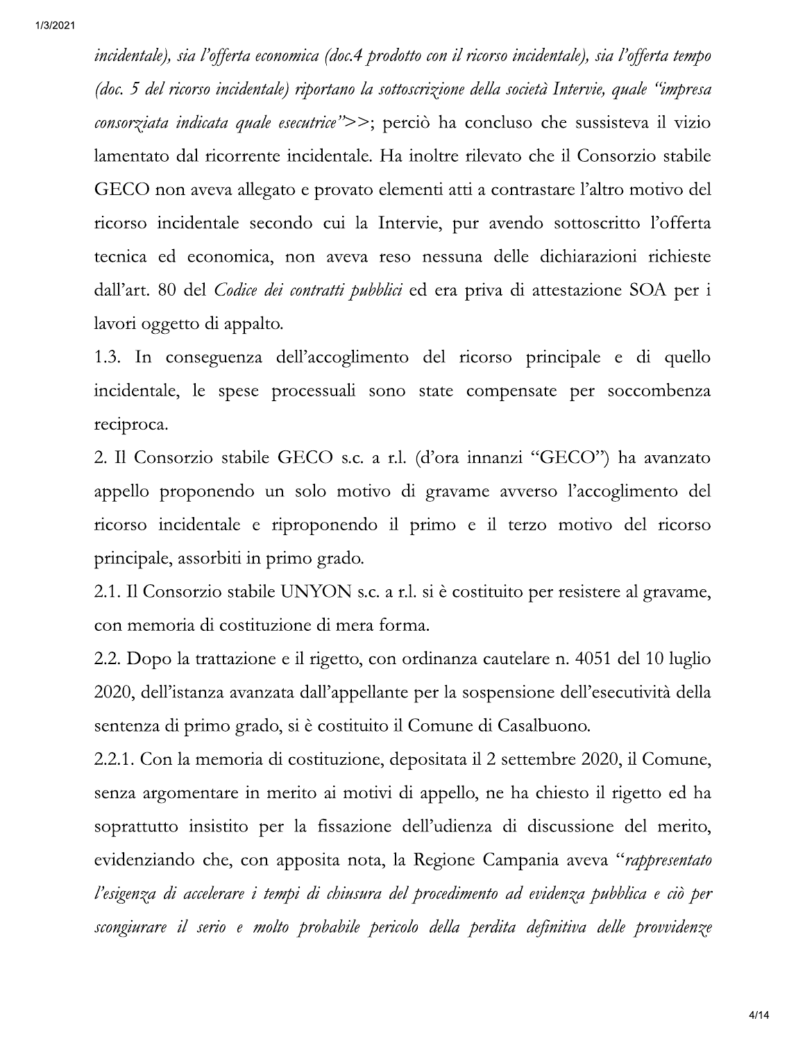*incidentale), sia l'offerta economica (doc.4 prodotto con il ricorso incidentale), sia l'offerta tempo (doc. 5 del ricorso incidentale) riportano la sottoscrizione della società Intervie, quale "impresa consorziata indicata quale esecutrice"*>>; perciò ha concluso che sussisteva il vizio lamentato dal ricorrente incidentale. Ha inoltre rilevato che il Consorzio stabile GECO non aveva allegato e provato elementi atti a contrastare l'altro motivo del ricorso incidentale secondo cui la Intervie, pur avendo sottoscritto l'offerta tecnica ed economica, non aveva reso nessuna delle dichiarazioni richieste dall'art. 80 del *Codice dei contratti pubblici* ed era priva di attestazione SOA per i lavori oggetto di appalto.

1.3. In conseguenza dell'accoglimento del ricorso principale e di quello incidentale, le spese processuali sono state compensate per soccombenza reciproca.

2. Il Consorzio stabile GECO s.c. a r.l. (d'ora innanzi "GECO") ha avanzato appello proponendo un solo motivo di gravame avverso l'accoglimento del ricorso incidentale e riproponendo il primo e il terzo motivo del ricorso principale, assorbiti in primo grado.

2.1. Il Consorzio stabile UNYON s.c. a r.l. si è costituito per resistere al gravame, con memoria di costituzione di mera forma.

2.2. Dopo la trattazione e il rigetto, con ordinanza cautelare n. 4051 del 10 luglio 2020, dell'istanza avanzata dall'appellante per la sospensione dell'esecutività della sentenza di primo grado, si è costituito il Comune di Casalbuono.

2.2.1. Con la memoria di costituzione, depositata il 2 settembre 2020, il Comune, senza argomentare in merito ai motivi di appello, ne ha chiesto il rigetto ed ha soprattutto insistito per la fissazione dell'udienza di discussione del merito, evidenziando che, con apposita nota, la Regione Campania aveva "*rappresentato l'esigenza di accelerare i tempi di chiusura del procedimento ad evidenza pubblica e ciò per scongiurare il serio e molto probabile pericolo della perdita definitiva delle provvidenze*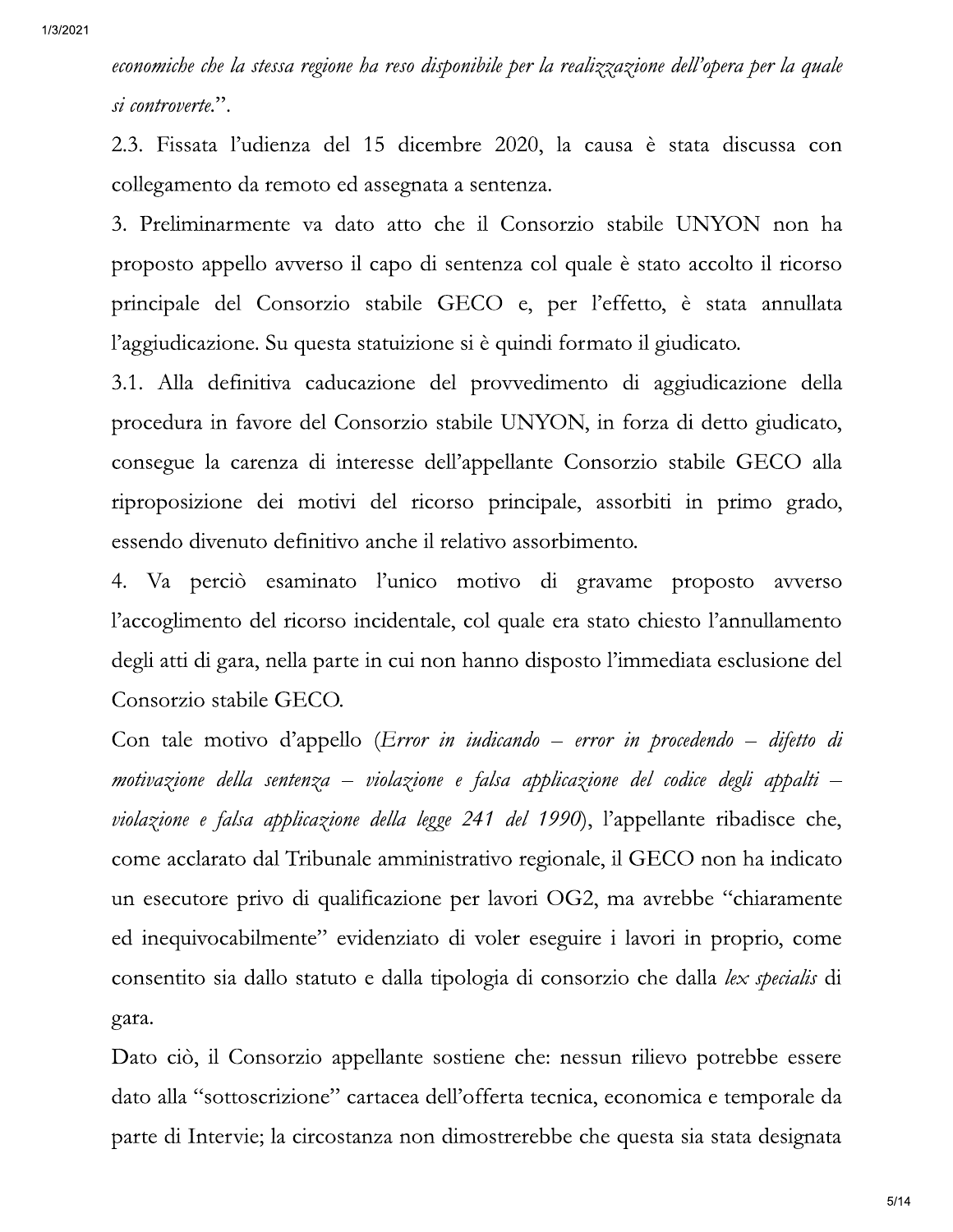*economiche che la stessa regione ha reso disponibile per la realizzazione dell'opera per la quale si controverte.*".

2.3. Fissata l'udienza del 15 dicembre 2020, la causa è stata discussa con collegamento da remoto ed assegnata a sentenza.

3. Preliminarmente va dato atto che il Consorzio stabile UNYON non ha proposto appello avverso il capo di sentenza col quale è stato accolto il ricorso principale del Consorzio stabile GECO e, per l'effetto, è stata annullata l'aggiudicazione. Su questa statuizione si è quindi formato il giudicato.

3.1. Alla definitiva caducazione del provvedimento di aggiudicazione della procedura in favore del Consorzio stabile UNYON, in forza di detto giudicato, consegue la carenza di interesse dell'appellante Consorzio stabile GECO alla riproposizione dei motivi del ricorso principale, assorbiti in primo grado, essendo divenuto definitivo anche il relativo assorbimento.

4. Va perciò esaminato l'unico motivo di gravame proposto avverso l'accoglimento del ricorso incidentale, col quale era stato chiesto l'annullamento degli atti di gara, nella parte in cui non hanno disposto l'immediata esclusione del Consorzio stabile GECO.

Con tale motivo d'appello (*Error in iudicando – error in procedendo – difetto di motivazione della sentenza – violazione e falsa applicazione del codice degli appalti – violazione e falsa applicazione della legge 241 del 1990*), l'appellante ribadisce che, come acclarato dal Tribunale amministrativo regionale, il GECO non ha indicato un esecutore privo di qualificazione per lavori OG2, ma avrebbe "chiaramente ed inequivocabilmente" evidenziato di voler eseguire i lavori in proprio, come consentito sia dallo statuto e dalla tipologia di consorzio che dalla *lex specialis* di gara.

Dato ciò, il Consorzio appellante sostiene che: nessun rilievo potrebbe essere dato alla "sottoscrizione" cartacea dell'offerta tecnica, economica e temporale da parte di Intervie; la circostanza non dimostrerebbe che questa sia stata designata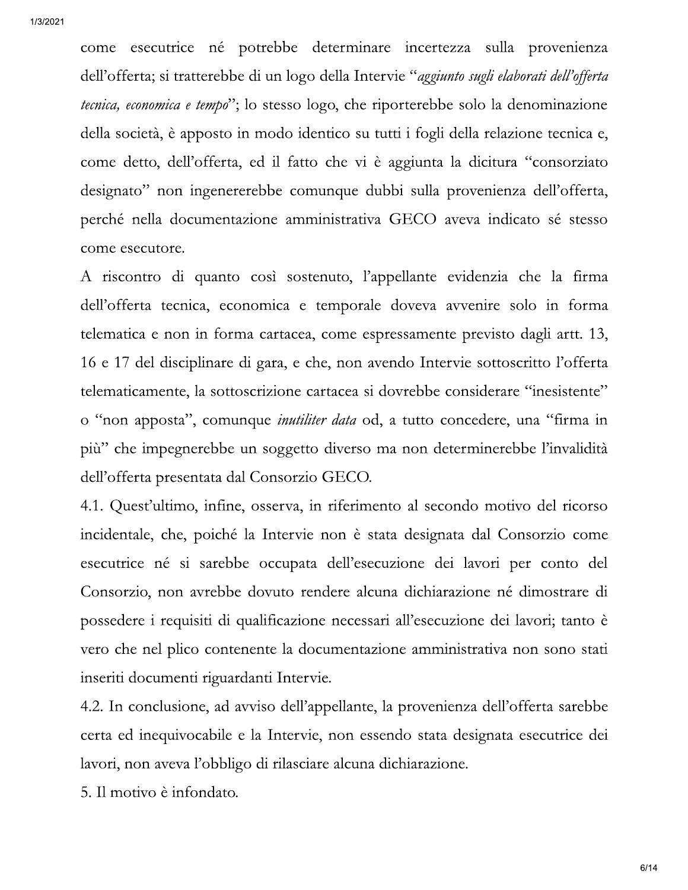come esecutrice né potrebbe determinare incertezza sulla provenienza dell'offerta; si tratterebbe di un logo della Intervie "*aggiunto sugli elaborati dell'offerta tecnica, economica e tempo*"; lo stesso logo, che riporterebbe solo la denominazione della società, è apposto in modo identico su tutti i fogli della relazione tecnica e, come detto, dell'offerta, ed il fatto che vi è aggiunta la dicitura "consorziato designato" non ingenererebbe comunque dubbi sulla provenienza dell'offerta, perché nella documentazione amministrativa GECO aveva indicato sé stesso come esecutore.

A riscontro di quanto così sostenuto, l'appellante evidenzia che la firma dell'offerta tecnica, economica e temporale doveva avvenire solo in forma telematica e non in forma cartacea, come espressamente previsto dagli artt. 13, 16 e 17 del disciplinare di gara, e che, non avendo Intervie sottoscritto l'offerta telematicamente, la sottoscrizione cartacea si dovrebbe considerare "inesistente" o "non apposta", comunque *inutiliter data* od, a tutto concedere, una "firma in più" che impegnerebbe un soggetto diverso ma non determinerebbe l'invalidità dell'offerta presentata dal Consorzio GECO.

4.1. Quest'ultimo, infine, osserva, in riferimento al secondo motivo del ricorso incidentale, che, poiché la Intervie non è stata designata dal Consorzio come esecutrice né si sarebbe occupata dell'esecuzione dei lavori per conto del Consorzio, non avrebbe dovuto rendere alcuna dichiarazione né dimostrare di possedere i requisiti di qualificazione necessari all'esecuzione dei lavori; tanto è vero che nel plico contenente la documentazione amministrativa non sono stati inseriti documenti riguardanti Intervie.

4.2. In conclusione, ad avviso dell'appellante, la provenienza dell'offerta sarebbe certa ed inequivocabile e la Intervie, non essendo stata designata esecutrice dei lavori, non aveva l'obbligo di rilasciare alcuna dichiarazione.

5. Il motivo è infondato.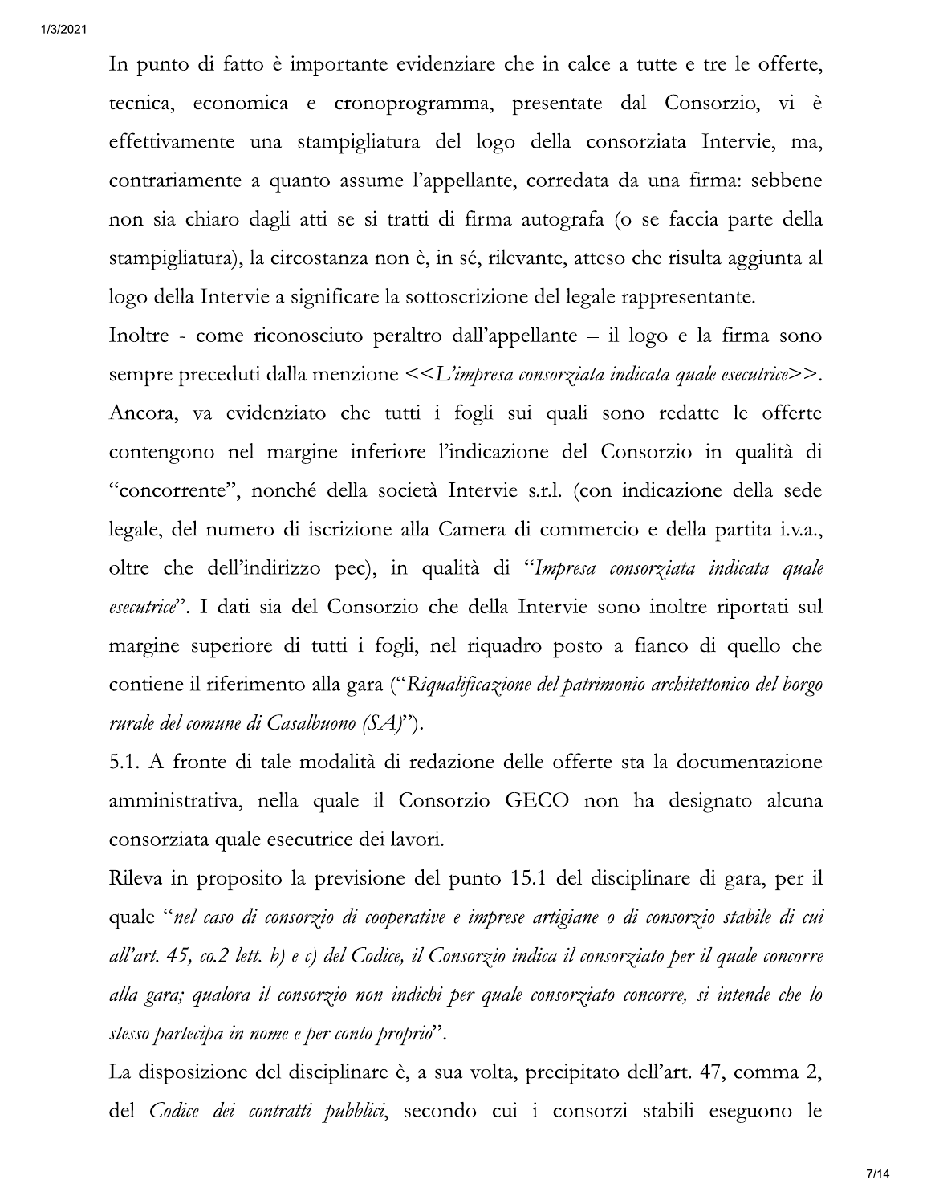In punto di fatto è importante evidenziare che in calce a tutte e tre le offerte, tecnica, economica e cronoprogramma, presentate dal Consorzio, vi è effettivamente una stampigliatura del logo della consorziata Intervie, ma, contrariamente a quanto assume l'appellante, corredata da una firma: sebbene non sia chiaro dagli atti se si tratti di firma autografa (o se faccia parte della stampigliatura), la circostanza non è, in sé, rilevante, atteso che risulta aggiunta al logo della Intervie a significare la sottoscrizione del legale rappresentante.

Inoltre - come riconosciuto peraltro dall'appellante – il logo e la firma sono sempre preceduti dalla menzione <<*L'impresa consorziata indicata quale esecutrice*>>. Ancora, va evidenziato che tutti i fogli sui quali sono redatte le offerte contengono nel margine inferiore l'indicazione del Consorzio in qualità di "concorrente", nonché della società Intervie s.r.l. (con indicazione della sede legale, del numero di iscrizione alla Camera di commercio e della partita i.v.a., oltre che dell'indirizzo pec), in qualità di "*Impresa consorziata indicata quale esecutrice*". I dati sia del Consorzio che della Intervie sono inoltre riportati sul margine superiore di tutti i fogli, nel riquadro posto a fianco di quello che contiene il riferimento alla gara ("*Riqualificazione del patrimonio architettonico del borgo rurale del comune di Casalbuono (SA)*").

5.1. A fronte di tale modalità di redazione delle offerte sta la documentazione amministrativa, nella quale il Consorzio GECO non ha designato alcuna consorziata quale esecutrice dei lavori.

Rileva in proposito la previsione del punto 15.1 del disciplinare di gara, per il quale "*nel caso di consorzio di cooperative e imprese artigiane o di consorzio stabile di cui all'art. 45, co.2 lett. b) e c) del Codice, il Consorzio indica il consorziato per il quale concorre alla gara; qualora il consorzio non indichi per quale consorziato concorre, si intende che lo stesso partecipa in nome e per conto proprio*".

La disposizione del disciplinare è, a sua volta, precipitato dell'art. 47, comma 2, del *Codice dei contratti pubblici*, secondo cui i consorzi stabili eseguono le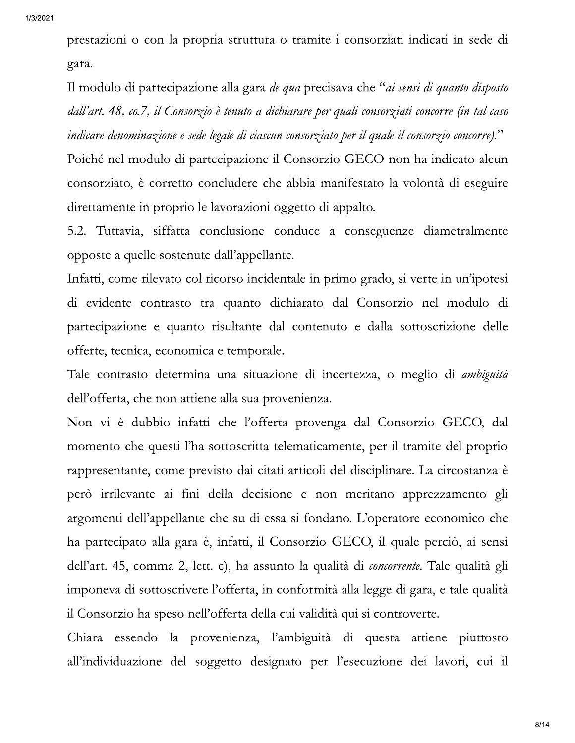prestazioni o con la propria struttura o tramite i consorziati indicati in sede di gara.

Il modulo di partecipazione alla gara *de qua* precisava che "*ai sensi di quanto disposto dall'art. 48, co.7, il Consorzio è tenuto a dichiarare per quali consorziati concorre (in tal caso indicare denominazione e sede legale di ciascun consorziato per il quale il consorzio concorre).*"

Poiché nel modulo di partecipazione il Consorzio GECO non ha indicato alcun consorziato, è corretto concludere che abbia manifestato la volontà di eseguire direttamente in proprio le lavorazioni oggetto di appalto.

5.2. Tuttavia, siffatta conclusione conduce a conseguenze diametralmente opposte a quelle sostenute dall'appellante.

Infatti, come rilevato col ricorso incidentale in primo grado, si verte in un'ipotesi di evidente contrasto tra quanto dichiarato dal Consorzio nel modulo di partecipazione e quanto risultante dal contenuto e dalla sottoscrizione delle offerte, tecnica, economica e temporale.

Tale contrasto determina una situazione di incertezza, o meglio di *ambiguità* dell'offerta, che non attiene alla sua provenienza.

Non vi è dubbio infatti che l'offerta provenga dal Consorzio GECO, dal momento che questi l'ha sottoscritta telematicamente, per il tramite del proprio rappresentante, come previsto dai citati articoli del disciplinare. La circostanza è però irrilevante ai fini della decisione e non meritano apprezzamento gli argomenti dell'appellante che su di essa si fondano. L'operatore economico che ha partecipato alla gara è, infatti, il Consorzio GECO, il quale perciò, ai sensi dell'art. 45, comma 2, lett. c), ha assunto la qualità di *concorrente*. Tale qualità gli imponeva di sottoscrivere l'offerta, in conformità alla legge di gara, e tale qualità il Consorzio ha speso nell'offerta della cui validità qui si controverte.

Chiara essendo la provenienza, l'ambiguità di questa attiene piuttosto all'individuazione del soggetto designato per l'esecuzione dei lavori, cui il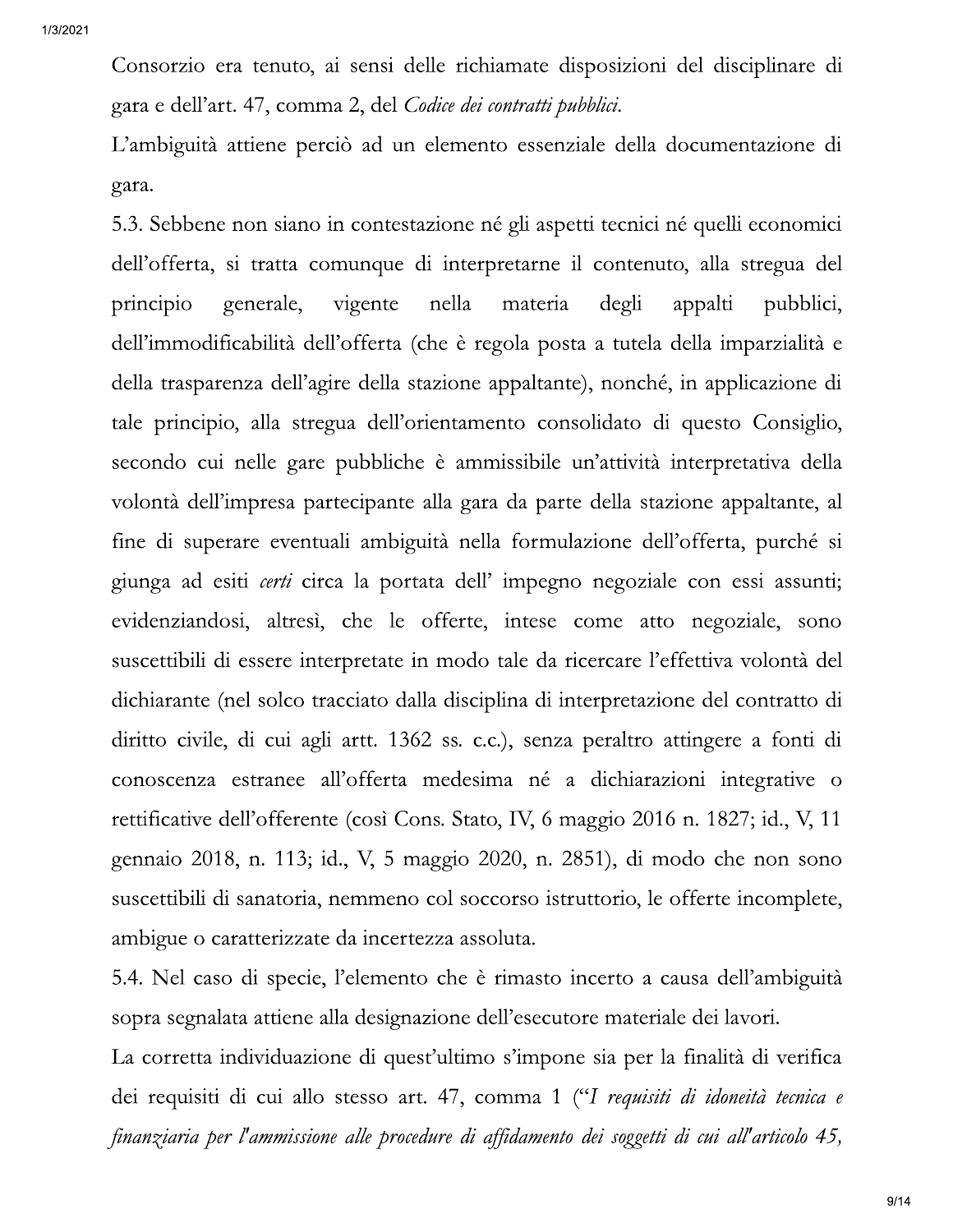Consorzio era tenuto, ai sensi delle richiamate disposizioni del disciplinare di gara e dell'art. 47, comma 2, del *Codice dei contratti pubblici*.

L'ambiguità attiene perciò ad un elemento essenziale della documentazione di gara.

5.3. Sebbene non siano in contestazione né gli aspetti tecnici né quelli economici dell'offerta, si tratta comunque di interpretarne il contenuto, alla stregua del principio generale, vigente nella materia degli appalti pubblici, dell'immodificabilità dell'offerta (che è regola posta a tutela della imparzialità e della trasparenza dell'agire della stazione appaltante), nonché, in applicazione di tale principio, alla stregua dell'orientamento consolidato di questo Consiglio, secondo cui nelle gare pubbliche è ammissibile un'attività interpretativa della volontà dell'impresa partecipante alla gara da parte della stazione appaltante, al fine di superare eventuali ambiguità nella formulazione dell'offerta, purché si giunga ad esiti *certi* circa la portata dell' impegno negoziale con essi assunti; evidenziandosi, altresì, che le offerte, intese come atto negoziale, sono suscettibili di essere interpretate in modo tale da ricercare l'effettiva volontà del dichiarante (nel solco tracciato dalla disciplina di interpretazione del contratto di diritto civile, di cui agli artt. 1362 ss. c.c.), senza peraltro attingere a fonti di conoscenza estranee all'offerta medesima né a dichiarazioni integrative o rettificative dell'offerente (così Cons. Stato, IV, 6 maggio 2016 n. 1827; id., V, 11 gennaio 2018, n. 113; id., V, 5 maggio 2020, n. 2851), di modo che non sono suscettibili di sanatoria, nemmeno col soccorso istruttorio, le offerte incomplete, ambigue o caratterizzate da incertezza assoluta.

5.4. Nel caso di specie, l'elemento che è rimasto incerto a causa dell'ambiguità sopra segnalata attiene alla designazione dell'esecutore materiale dei lavori.

La corretta individuazione di quest'ultimo s'impone sia per la finalità di verifica dei requisiti di cui allo stesso art. 47, comma 1 ("*I requisiti di idoneità tecnica e finanziaria per l'ammissione alle procedure di affidamento dei soggetti di cui all'articolo 45,*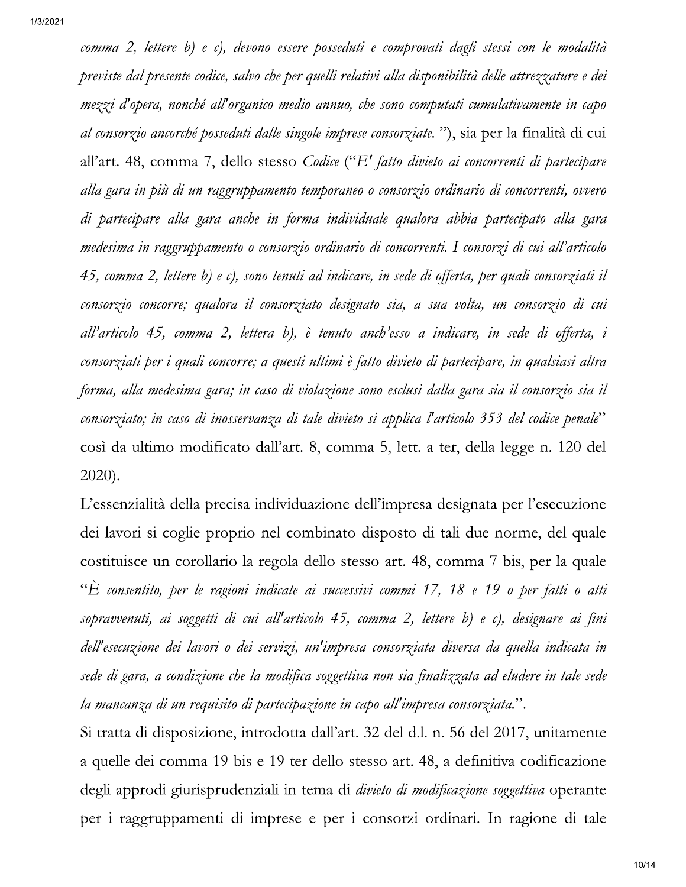*comma 2, lettere b) e c), devono essere posseduti e comprovati dagli stessi con le modalità previste dal presente codice, salvo che per quelli relativi alla disponibilità delle attrezzature e dei mezzi d'opera, nonché all'organico medio annuo, che sono computati cumulativamente in capo al consorzio ancorché posseduti dalle singole imprese consorziate.* "), sia per la finalità di cui all'art. 48, comma 7, dello stesso *Codice* ("*E' fatto divieto ai concorrenti di partecipare alla gara in più di un raggruppamento temporaneo o consorzio ordinario di concorrenti, ovvero di partecipare alla gara anche in forma individuale qualora abbia partecipato alla gara medesima in raggruppamento o consorzio ordinario di concorrenti. I consorzi di cui all'articolo 45, comma 2, lettere b) e c), sono tenuti ad indicare, in sede di offerta, per quali consorziati il consorzio concorre; qualora il consorziato designato sia, a sua volta, un consorzio di cui all'articolo 45, comma 2, lettera b), è tenuto anch'esso a indicare, in sede di offerta, i consorziati per i quali concorre; a questi ultimi è fatto divieto di partecipare, in qualsiasi altra forma, alla medesima gara; in caso di violazione sono esclusi dalla gara sia il consorzio sia il consorziato; in caso di inosservanza di tale divieto si applica l'articolo 353 del codice penale*" così da ultimo modificato dall'art. 8, comma 5, lett. a ter, della legge n. 120 del 2020).

L'essenzialità della precisa individuazione dell'impresa designata per l'esecuzione dei lavori si coglie proprio nel combinato disposto di tali due norme, del quale costituisce un corollario la regola dello stesso art. 48, comma 7 bis, per la quale "*È consentito, per le ragioni indicate ai successivi commi 17, 18 e 19 o per fatti o atti sopravvenuti, ai soggetti di cui all'articolo 45, comma 2, lettere b) e c), designare ai fini dell'esecuzione dei lavori o dei servizi, un'impresa consorziata diversa da quella indicata in sede di gara, a condizione che la modifica soggettiva non sia finalizzata ad eludere in tale sede la mancanza di un requisito di partecipazione in capo all'impresa consorziata.*".

Si tratta di disposizione, introdotta dall'art. 32 del d.l. n. 56 del 2017, unitamente a quelle dei comma 19 bis e 19 ter dello stesso art. 48, a definitiva codificazione degli approdi giurisprudenziali in tema di *divieto di modificazione soggettiva* operante per i raggruppamenti di imprese e per i consorzi ordinari. In ragione di tale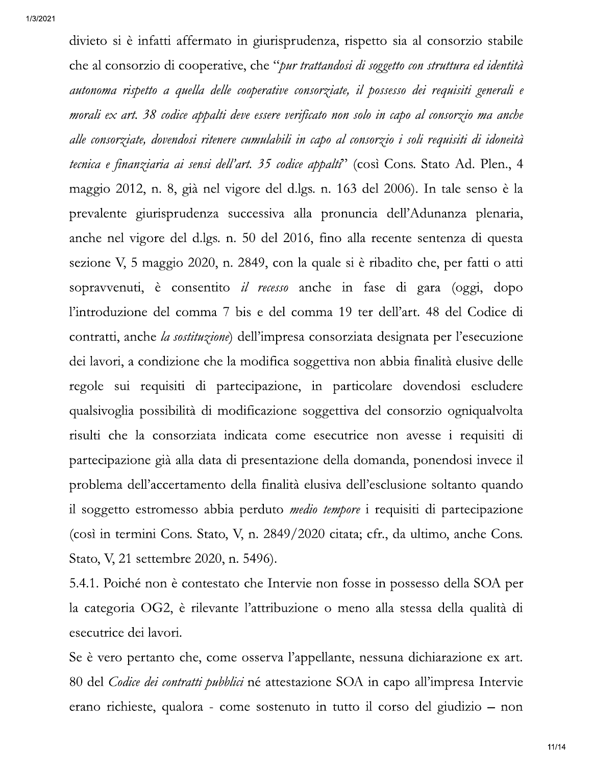divieto si è infatti affermato in giurisprudenza, rispetto sia al consorzio stabile che al consorzio di cooperative, che "*pur trattandosi di soggetto con struttura ed identità autonoma rispetto a quella delle cooperative consorziate, il possesso dei requisiti generali e morali ex art. 38 codice appalti deve essere verificato non solo in capo al consorzio ma anche alle consorziate, dovendosi ritenere cumulabili in capo al consorzio i soli requisiti di idoneità tecnica e finanziaria ai sensi dell'art. 35 codice appalti*" (così Cons. Stato Ad. Plen., 4 maggio 2012, n. 8, già nel vigore del d.lgs. n. 163 del 2006). In tale senso è la prevalente giurisprudenza successiva alla pronuncia dell'Adunanza plenaria, anche nel vigore del d.lgs. n. 50 del 2016, fino alla recente sentenza di questa sezione V, 5 maggio 2020, n. 2849, con la quale si è ribadito che, per fatti o atti sopravvenuti, è consentito *il recesso* anche in fase di gara (oggi, dopo l'introduzione del comma 7 bis e del comma 19 ter dell'art. 48 del Codice di contratti, anche *la sostituzione*) dell'impresa consorziata designata per l'esecuzione dei lavori, a condizione che la modifica soggettiva non abbia finalità elusive delle regole sui requisiti di partecipazione, in particolare dovendosi escludere qualsivoglia possibilità di modificazione soggettiva del consorzio ogniqualvolta risulti che la consorziata indicata come esecutrice non avesse i requisiti di partecipazione già alla data di presentazione della domanda, ponendosi invece il problema dell'accertamento della finalità elusiva dell'esclusione soltanto quando il soggetto estromesso abbia perduto *medio tempore* i requisiti di partecipazione (così in termini Cons. Stato, V, n. 2849/2020 citata; cfr., da ultimo, anche Cons. Stato, V, 21 settembre 2020, n. 5496).

5.4.1. Poiché non è contestato che Intervie non fosse in possesso della SOA per la categoria OG2, è rilevante l'attribuzione o meno alla stessa della qualità di esecutrice dei lavori.

Se è vero pertanto che, come osserva l'appellante, nessuna dichiarazione ex art. 80 del *Codice dei contratti pubblici* né attestazione SOA in capo all'impresa Intervie erano richieste, qualora - come sostenuto in tutto il corso del giudizio – non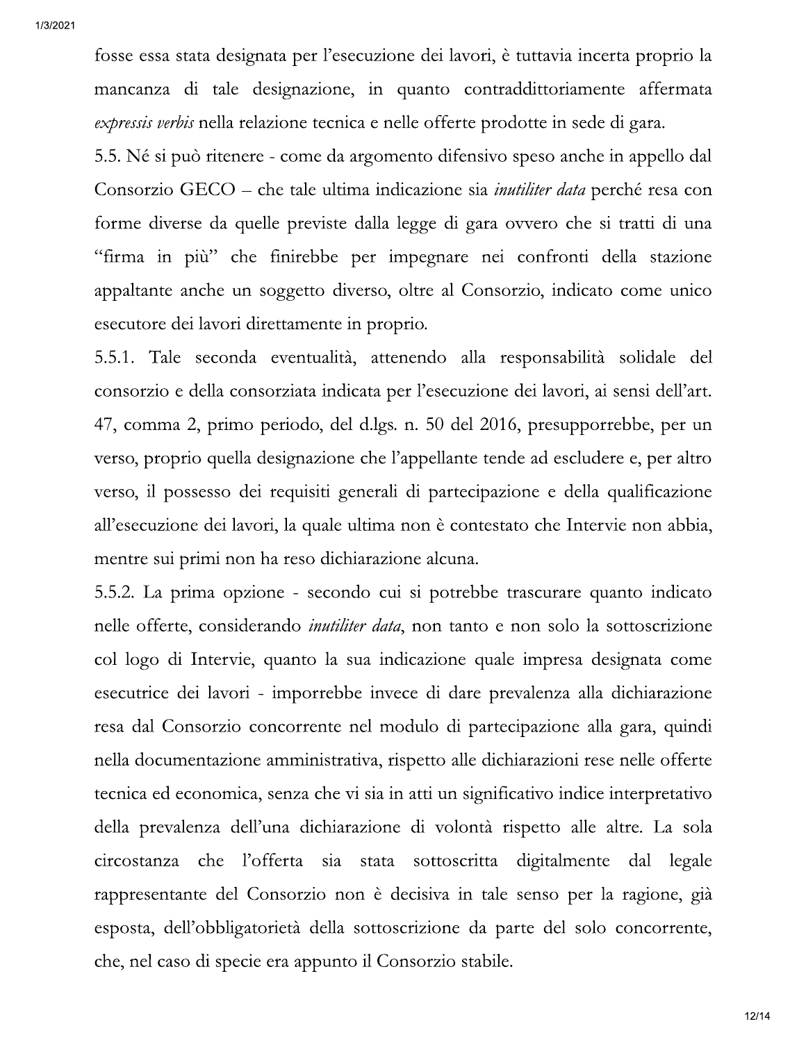fosse essa stata designata per l'esecuzione dei lavori, è tuttavia incerta proprio la mancanza di tale designazione, in quanto contraddittoriamente affermata *expressis verbis* nella relazione tecnica e nelle offerte prodotte in sede di gara.

5.5. Né si può ritenere - come da argomento difensivo speso anche in appello dal Consorzio GECO – che tale ultima indicazione sia *inutiliter data* perché resa con forme diverse da quelle previste dalla legge di gara ovvero che si tratti di una "firma in più" che finirebbe per impegnare nei confronti della stazione appaltante anche un soggetto diverso, oltre al Consorzio, indicato come unico esecutore dei lavori direttamente in proprio.

5.5.1. Tale seconda eventualità, attenendo alla responsabilità solidale del consorzio e della consorziata indicata per l'esecuzione dei lavori, ai sensi dell'art. 47, comma 2, primo periodo, del d.lgs. n. 50 del 2016, presupporrebbe, per un verso, proprio quella designazione che l'appellante tende ad escludere e, per altro verso, il possesso dei requisiti generali di partecipazione e della qualificazione all'esecuzione dei lavori, la quale ultima non è contestato che Intervie non abbia, mentre sui primi non ha reso dichiarazione alcuna.

5.5.2. La prima opzione - secondo cui si potrebbe trascurare quanto indicato nelle offerte, considerando *inutiliter data*, non tanto e non solo la sottoscrizione col logo di Intervie, quanto la sua indicazione quale impresa designata come esecutrice dei lavori - imporrebbe invece di dare prevalenza alla dichiarazione resa dal Consorzio concorrente nel modulo di partecipazione alla gara, quindi nella documentazione amministrativa, rispetto alle dichiarazioni rese nelle offerte tecnica ed economica, senza che vi sia in atti un significativo indice interpretativo della prevalenza dell'una dichiarazione di volontà rispetto alle altre. La sola circostanza che l'offerta sia stata sottoscritta digitalmente dal legale rappresentante del Consorzio non è decisiva in tale senso per la ragione, già esposta, dell'obbligatorietà della sottoscrizione da parte del solo concorrente, che, nel caso di specie era appunto il Consorzio stabile.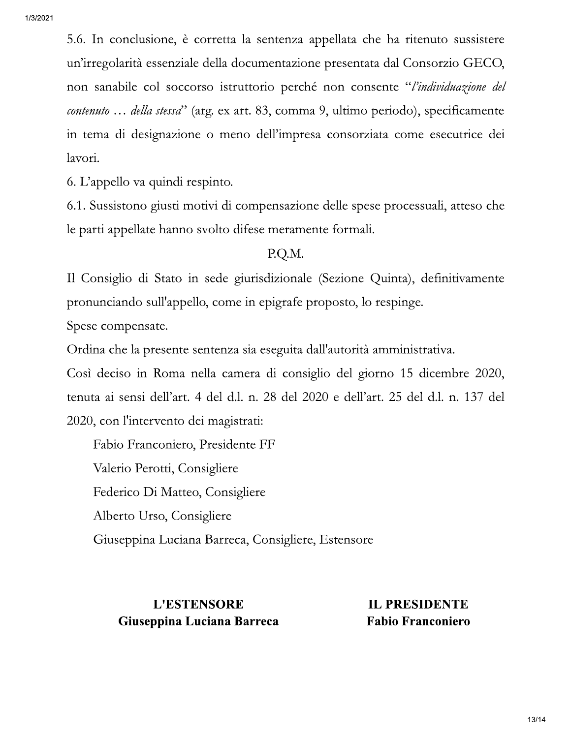5.6. In conclusione, è corretta la sentenza appellata che ha ritenuto sussistere un'irregolarità essenziale della documentazione presentata dal Consorzio GECO, non sanabile col soccorso istruttorio perché non consente "*l'individuazione del contenuto … della stessa*" (arg. ex art. 83, comma 9, ultimo periodo), specificamente in tema di designazione o meno dell'impresa consorziata come esecutrice dei lavori.

6. L'appello va quindi respinto.

6.1. Sussistono giusti motivi di compensazione delle spese processuali, atteso che le parti appellate hanno svolto difese meramente formali.

P.Q.M.

Il Consiglio di Stato in sede giurisdizionale (Sezione Quinta), definitivamente pronunciando sull'appello, come in epigrafe proposto, lo respinge.

Spese compensate.

Ordina che la presente sentenza sia eseguita dall'autorità amministrativa.

Così deciso in Roma nella camera di consiglio del giorno 15 dicembre 2020, tenuta ai sensi dell'art. 4 del d.l. n. 28 del 2020 e dell'art. 25 del d.l. n. 137 del 2020, con l'intervento dei magistrati:

Fabio Franconiero, Presidente FF

Valerio Perotti, Consigliere

Federico Di Matteo, Consigliere

Alberto Urso, Consigliere

Giuseppina Luciana Barreca, Consigliere, Estensore

| **L'ESTENSORE** | **IL PRESIDENTE** |
| --- | --- |
| **Giuseppina Luciana Barreca** | **Fabio Franconiero** |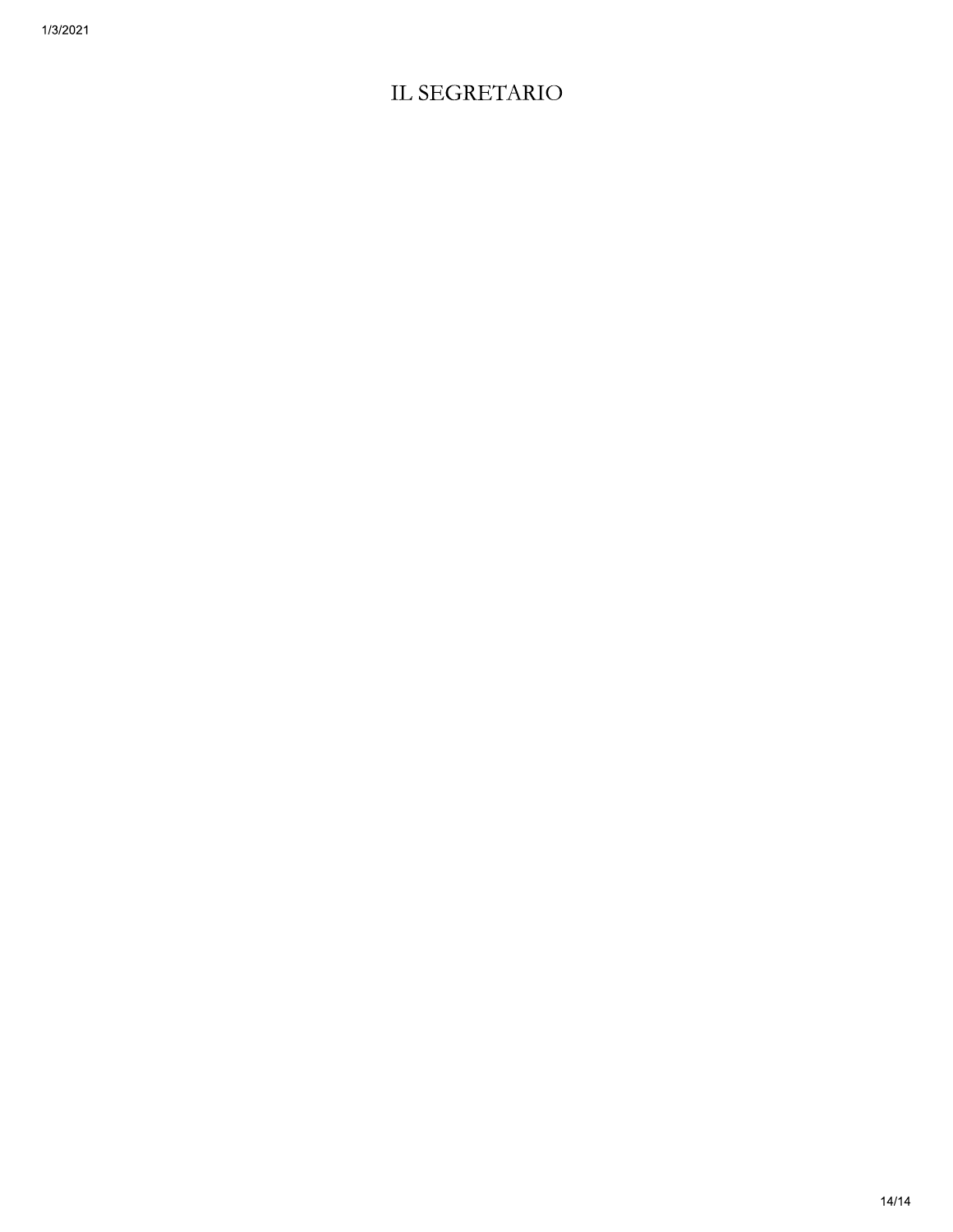IL SEGRETARIO